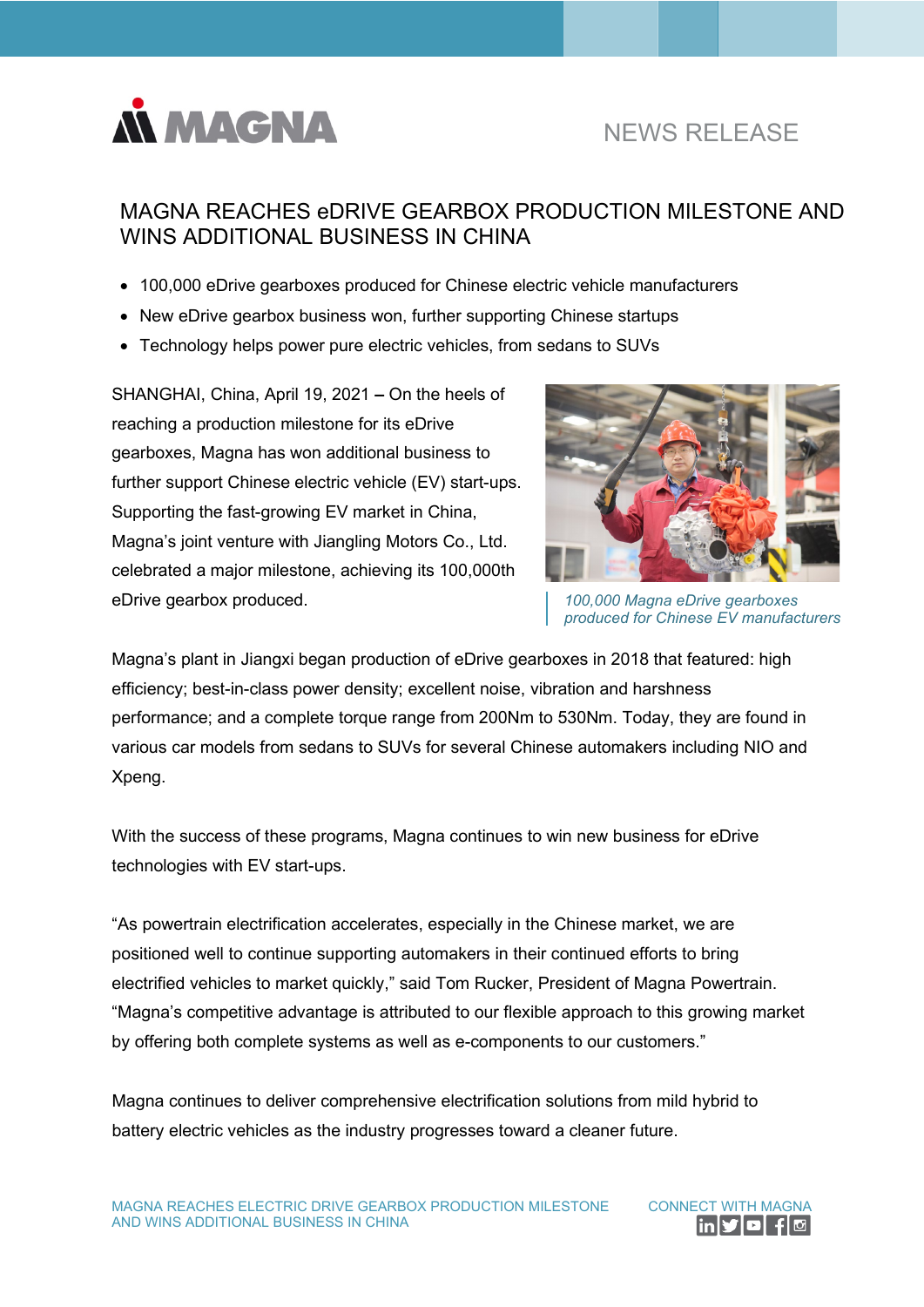MAGNA

NEWS RELEASE

# MAGNA REACHES eDRIVE GEARBOX PRODUCTION MILESTONE AND WINS ADDITIONAL BUSINESS IN CHINA

- 100,000 eDrive gearboxes produced for Chinese electric vehicle manufacturers
- New eDrive gearbox business won, further supporting Chinese startups
- Technology helps power pure electric vehicles, from sedans to SUVs

SHANGHAI, China, April 19, 2021 **–** On the heels of reaching a production milestone for its eDrive gearboxes, Magna has won additional business to further support Chinese electric vehicle (EV) start-ups. Supporting the fast-growing EV market in China, Magna's joint venture with Jiangling Motors Co., Ltd. celebrated a major milestone, achieving its 100,000th eDrive gearbox produced.

*100,000 Magna eDrive gearboxes produced for Chinese EV manufacturers*

Magna's plant in Jiangxi began production of eDrive gearboxes in 2018 that featured: high efficiency; best-in-class power density; excellent noise, vibration and harshness performance; and a complete torque range from 200Nm to 530Nm. Today, they are found in various car models from sedans to SUVs for several Chinese automakers including NIO and Xpeng.

With the success of these programs, Magna continues to win new business for eDrive technologies with EV start-ups.

"As powertrain electrification accelerates, especially in the Chinese market, we are positioned well to continue supporting automakers in their continued efforts to bring electrified vehicles to market quickly," said Tom Rucker, President of Magna Powertrain. "Magna's competitive advantage is attributed to our flexible approach to this growing market by offering both complete systems as well as e-components to our customers."

Magna continues to deliver comprehensive electrification solutions from mild hybrid to battery electric vehicles as the industry progresses toward a cleaner future.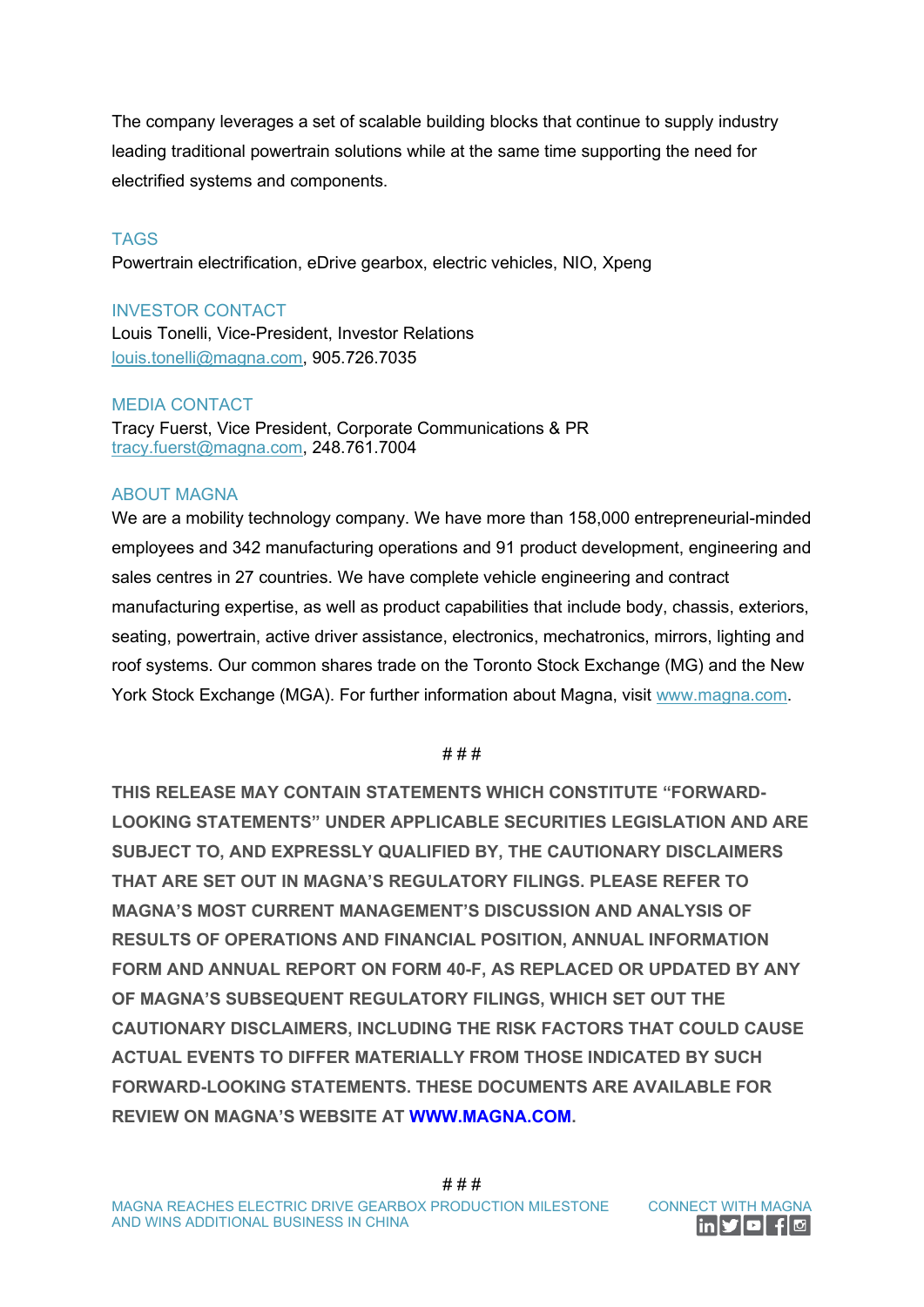The company leverages a set of scalable building blocks that continue to supply industry leading traditional powertrain solutions while at the same time supporting the need for electrified systems and components.

## TAGS

Powertrain electrification, eDrive gearbox, electric vehicles, NIO, Xpeng

## INVESTOR CONTACT

Louis Tonelli, Vice-President, Investor Relations
louis.tonelli@magna.com, 905.726.7035

## MEDIA CONTACT

Tracy Fuerst, Vice President, Corporate Communications & PR
tracy.fuerst@magna.com, 248.761.7004

## ABOUT MAGNA

We are a mobility technology company. We have more than 158,000 entrepreneurial-minded employees and 342 manufacturing operations and 91 product development, engineering and sales centres in 27 countries. We have complete vehicle engineering and contract manufacturing expertise, as well as product capabilities that include body, chassis, exteriors, seating, powertrain, active driver assistance, electronics, mechatronics, mirrors, lighting and roof systems. Our common shares trade on the Toronto Stock Exchange (MG) and the New York Stock Exchange (MGA). For further information about Magna, visit www.magna.com.

# # #

**THIS RELEASE MAY CONTAIN STATEMENTS WHICH CONSTITUTE "FORWARD-LOOKING STATEMENTS" UNDER APPLICABLE SECURITIES LEGISLATION AND ARE SUBJECT TO, AND EXPRESSLY QUALIFIED BY, THE CAUTIONARY DISCLAIMERS THAT ARE SET OUT IN MAGNA'S REGULATORY FILINGS. PLEASE REFER TO MAGNA'S MOST CURRENT MANAGEMENT'S DISCUSSION AND ANALYSIS OF RESULTS OF OPERATIONS AND FINANCIAL POSITION, ANNUAL INFORMATION FORM AND ANNUAL REPORT ON FORM 40-F, AS REPLACED OR UPDATED BY ANY OF MAGNA'S SUBSEQUENT REGULATORY FILINGS, WHICH SET OUT THE CAUTIONARY DISCLAIMERS, INCLUDING THE RISK FACTORS THAT COULD CAUSE ACTUAL EVENTS TO DIFFER MATERIALLY FROM THOSE INDICATED BY SUCH FORWARD-LOOKING STATEMENTS. THESE DOCUMENTS ARE AVAILABLE FOR REVIEW ON MAGNA'S WEBSITE AT WWW.MAGNA.COM.**

# # #